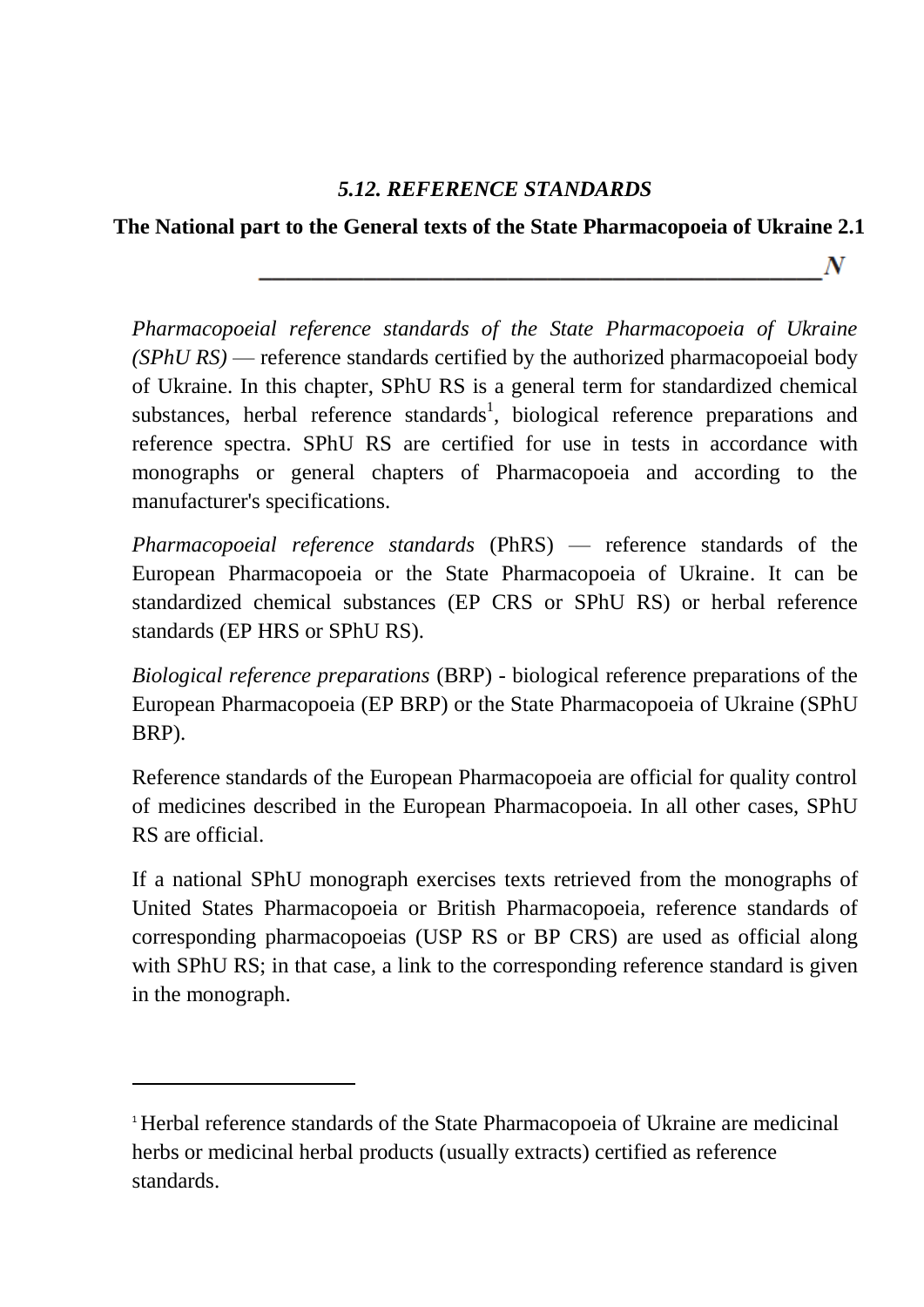## *5.12. REFERENCE STANDARDS*

**The National part to the General texts of the State Pharmacopoeia of Ukraine 2.1**

*N*

*Pharmacopoeial reference standards of the State Pharmacopoeia of Ukraine (SPhU RS)* — reference standards certified by the authorized pharmacopoeial body of Ukraine. In this chapter, SPhU RS is a general term for standardized chemical substances, herbal reference standards[1], biological reference preparations and reference spectra. SPhU RS are certified for use in tests in accordance with monographs or general chapters of Pharmacopoeia and according to the manufacturer's specifications.

*Pharmacopoeial reference standards* (PhRS) — reference standards of the European Pharmacopoeia or the State Pharmacopoeia of Ukraine. It can be standardized chemical substances (EP CRS or SPhU RS) or herbal reference standards (EP HRS or SPhU RS).

*Biological reference preparations* (BRP) - biological reference preparations of the European Pharmacopoeia (EP BRP) or the State Pharmacopoeia of Ukraine (SPhU BRP).

Reference standards of the European Pharmacopoeia are official for quality control of medicines described in the European Pharmacopoeia. In all other cases, SPhU RS are official.

If a national SPhU monograph exercises texts retrieved from the monographs of United States Pharmacopoeia or British Pharmacopoeia, reference standards of corresponding pharmacopoeias (USP RS or BP CRS) are used as official along with SPhU RS; in that case, a link to the corresponding reference standard is given in the monograph.

---

[1] Herbal reference standards of the State Pharmacopoeia of Ukraine are medicinal herbs or medicinal herbal products (usually extracts) certified as reference standards.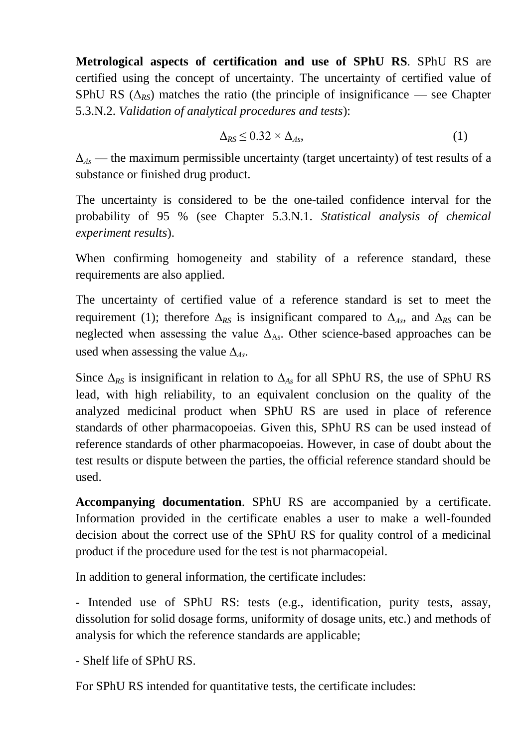**Metrological aspects of certification and use of SPhU RS**. SPhU RS are certified using the concept of uncertainty. The uncertainty of certified value of SPhU RS ($\Delta_{RS}$) matches the ratio (the principle of insignificance — see Chapter 5.3.N.2. *Validation of analytical procedures and tests*):

$$\Delta_{RS} \leq 0.32 \times \Delta_{As}, \qquad (1)$$

$\Delta_{As}$ — the maximum permissible uncertainty (target uncertainty) of test results of a substance or finished drug product.

The uncertainty is considered to be the one-tailed confidence interval for the probability of 95 % (see Chapter 5.3.N.1. *Statistical analysis of chemical experiment results*).

When confirming homogeneity and stability of a reference standard, these requirements are also applied.

The uncertainty of certified value of a reference standard is set to meet the requirement (1); therefore $\Delta_{RS}$ is insignificant compared to $\Delta_{As}$, and $\Delta_{RS}$ can be neglected when assessing the value $\Delta_{As}$. Other science-based approaches can be used when assessing the value $\Delta_{As}$.

Since $\Delta_{RS}$ is insignificant in relation to $\Delta_{As}$ for all SPhU RS, the use of SPhU RS lead, with high reliability, to an equivalent conclusion on the quality of the analyzed medicinal product when SPhU RS are used in place of reference standards of other pharmacopoeias. Given this, SPhU RS can be used instead of reference standards of other pharmacopoeias. However, in case of doubt about the test results or dispute between the parties, the official reference standard should be used.

**Accompanying documentation**. SPhU RS are accompanied by a certificate. Information provided in the certificate enables a user to make a well-founded decision about the correct use of the SPhU RS for quality control of a medicinal product if the procedure used for the test is not pharmacopeial.

In addition to general information, the certificate includes:

- Intended use of SPhU RS: tests (e.g., identification, purity tests, assay, dissolution for solid dosage forms, uniformity of dosage units, etc.) and methods of analysis for which the reference standards are applicable;

- Shelf life of SPhU RS.

For SPhU RS intended for quantitative tests, the certificate includes: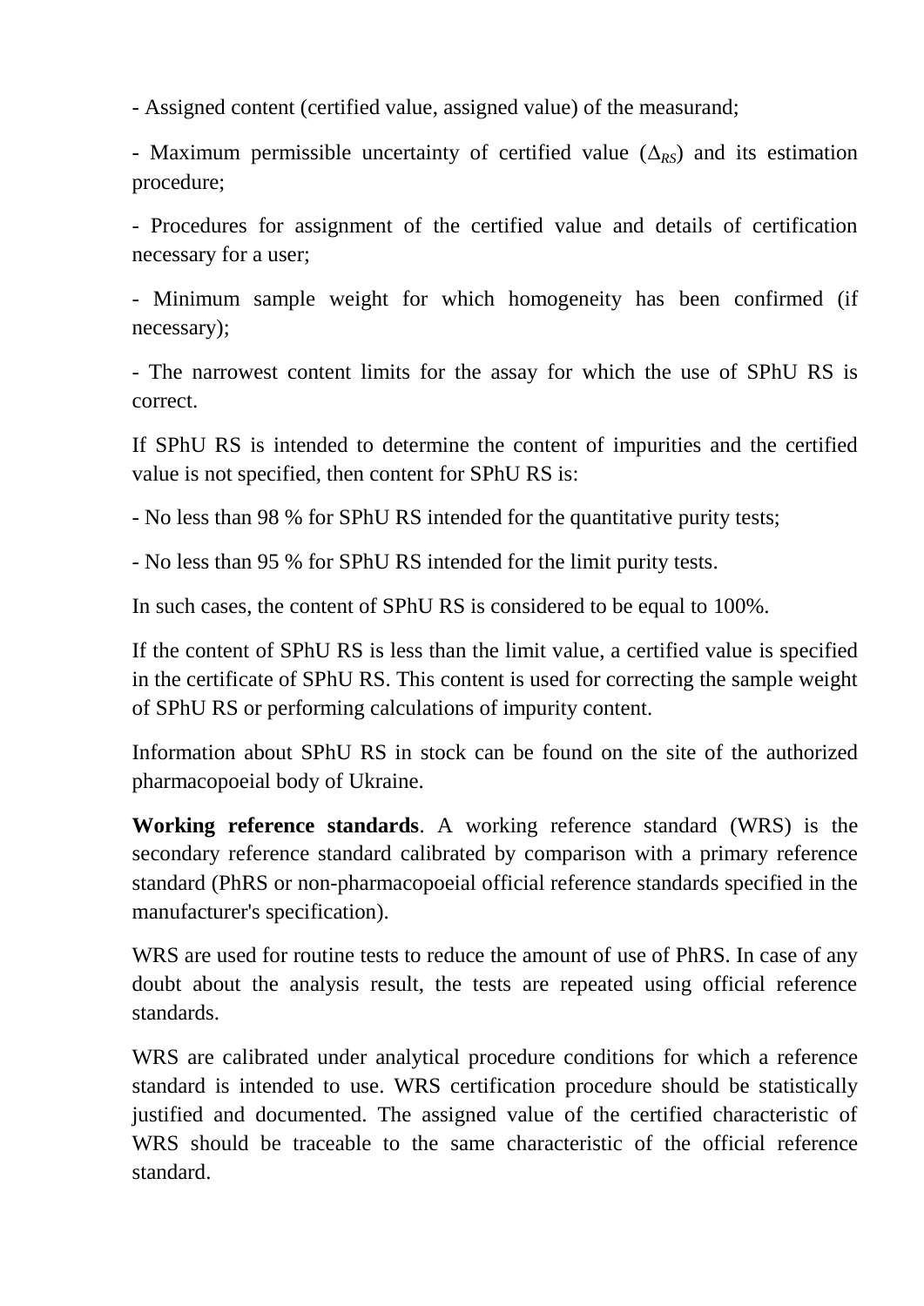- Assigned content (certified value, assigned value) of the measurand;

- Maximum permissible uncertainty of certified value ($\Delta_{RS}$) and its estimation procedure;

- Procedures for assignment of the certified value and details of certification necessary for a user;

- Minimum sample weight for which homogeneity has been confirmed (if necessary);

- The narrowest content limits for the assay for which the use of SPhU RS is correct.

If SPhU RS is intended to determine the content of impurities and the certified value is not specified, then content for SPhU RS is:

- No less than 98 % for SPhU RS intended for the quantitative purity tests;

- No less than 95 % for SPhU RS intended for the limit purity tests.

In such cases, the content of SPhU RS is considered to be equal to 100%.

If the content of SPhU RS is less than the limit value, a certified value is specified in the certificate of SPhU RS. This content is used for correcting the sample weight of SPhU RS or performing calculations of impurity content.

Information about SPhU RS in stock can be found on the site of the authorized pharmacopoeial body of Ukraine.

**Working reference standards**. A working reference standard (WRS) is the secondary reference standard calibrated by comparison with a primary reference standard (PhRS or non-pharmacopoeial official reference standards specified in the manufacturer's specification).

WRS are used for routine tests to reduce the amount of use of PhRS. In case of any doubt about the analysis result, the tests are repeated using official reference standards.

WRS are calibrated under analytical procedure conditions for which a reference standard is intended to use. WRS certification procedure should be statistically justified and documented. The assigned value of the certified characteristic of WRS should be traceable to the same characteristic of the official reference standard.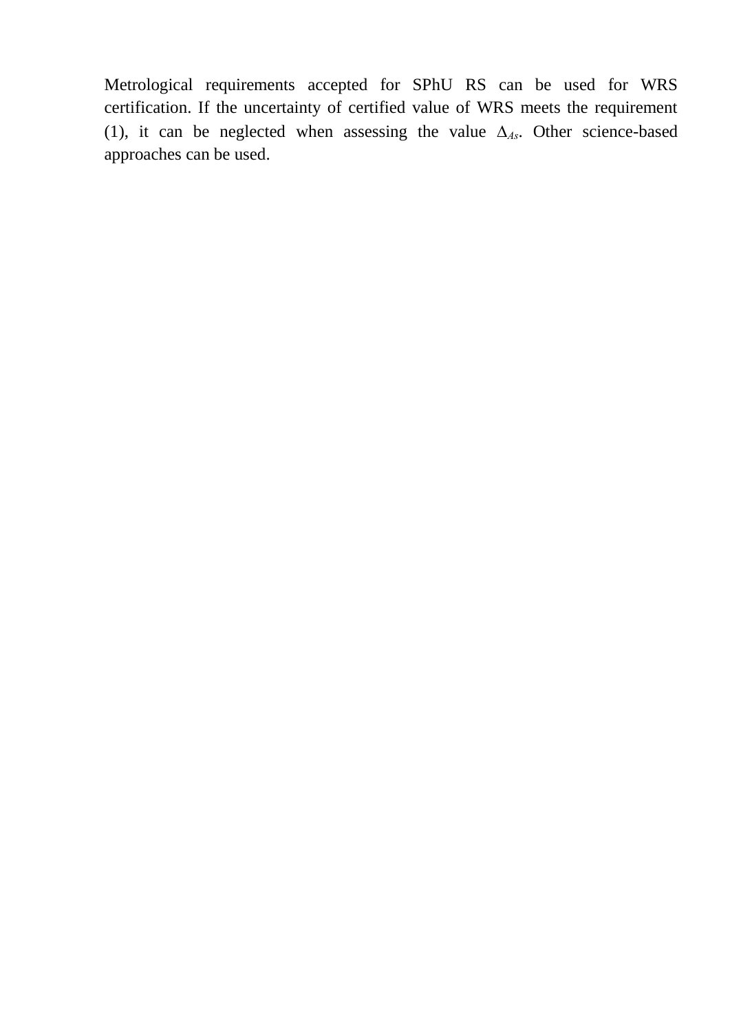Metrological requirements accepted for SPhU RS can be used for WRS certification. If the uncertainty of certified value of WRS meets the requirement (1), it can be neglected when assessing the value $\Delta_{As}$. Other science-based approaches can be used.